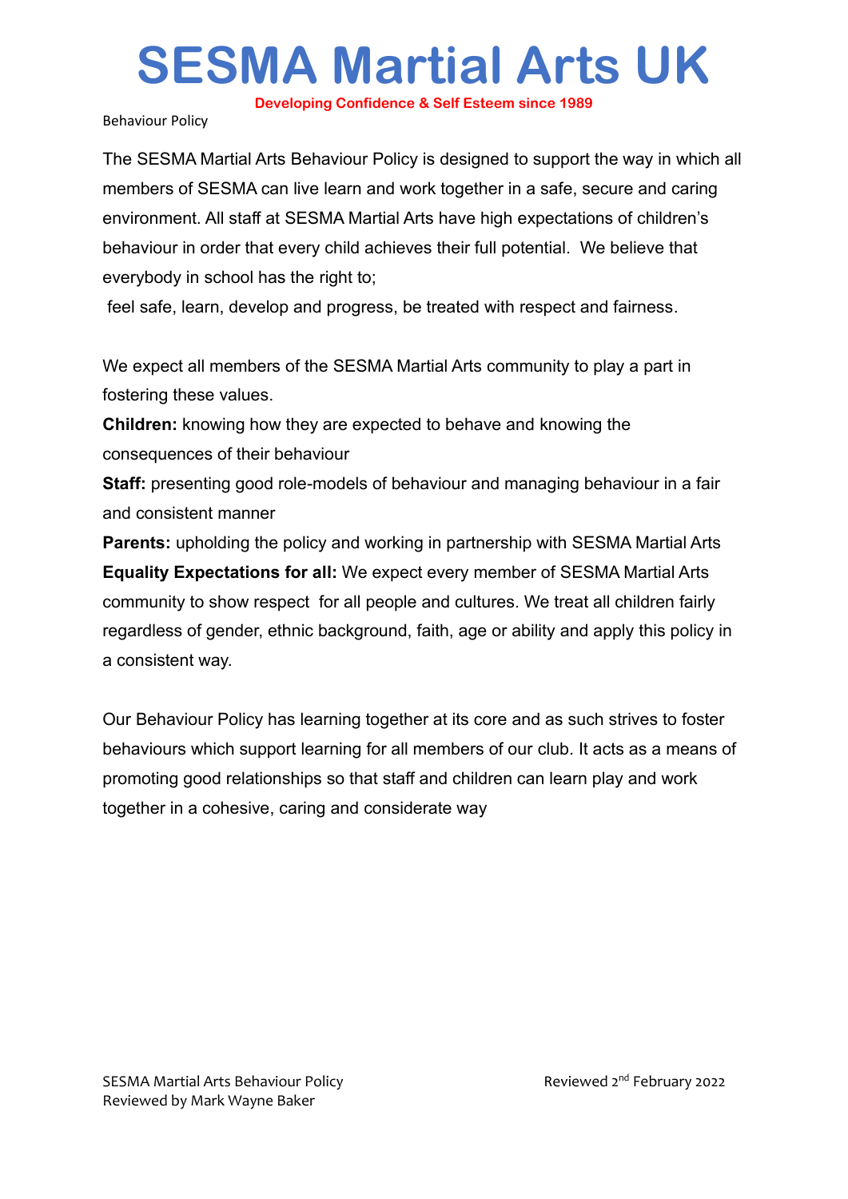# SESMA Martial Arts UK

**Developing Confidence & Self Esteem since 1989**

Behaviour Policy

The SESMA Martial Arts Behaviour Policy is designed to support the way in which all members of SESMA can live learn and work together in a safe, secure and caring environment. All staff at SESMA Martial Arts have high expectations of children's behaviour in order that every child achieves their full potential. We believe that everybody in school has the right to;

feel safe, learn, develop and progress, be treated with respect and fairness.

We expect all members of the SESMA Martial Arts community to play a part in fostering these values.

**Children:** knowing how they are expected to behave and knowing the consequences of their behaviour

**Staff:** presenting good role-models of behaviour and managing behaviour in a fair and consistent manner

**Parents:** upholding the policy and working in partnership with SESMA Martial Arts

**Equality Expectations for all:** We expect every member of SESMA Martial Arts community to show respect for all people and cultures. We treat all children fairly regardless of gender, ethnic background, faith, age or ability and apply this policy in a consistent way.

Our Behaviour Policy has learning together at its core and as such strives to foster behaviours which support learning for all members of our club. It acts as a means of promoting good relationships so that staff and children can learn play and work together in a cohesive, caring and considerate way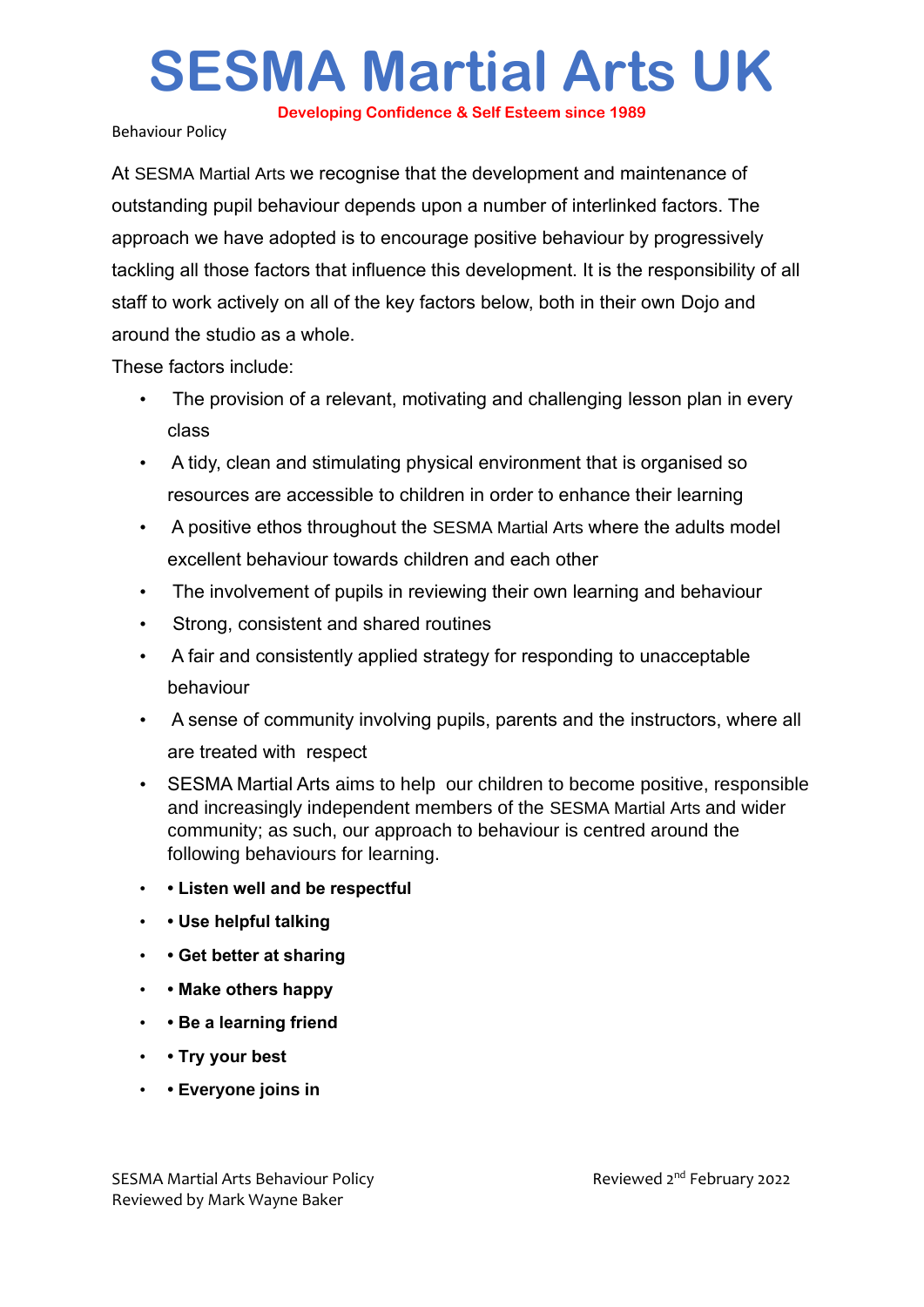# SESMA Martial Arts UK

**Developing Confidence & Self Esteem since 1989**

Behaviour Policy

At SESMA Martial Arts we recognise that the development and maintenance of outstanding pupil behaviour depends upon a number of interlinked factors. The approach we have adopted is to encourage positive behaviour by progressively tackling all those factors that influence this development. It is the responsibility of all staff to work actively on all of the key factors below, both in their own Dojo and around the studio as a whole.

These factors include:

- The provision of a relevant, motivating and challenging lesson plan in every class
- A tidy, clean and stimulating physical environment that is organised so resources are accessible to children in order to enhance their learning
- A positive ethos throughout the SESMA Martial Arts where the adults model excellent behaviour towards children and each other
- The involvement of pupils in reviewing their own learning and behaviour
- Strong, consistent and shared routines
- A fair and consistently applied strategy for responding to unacceptable behaviour
- A sense of community involving pupils, parents and the instructors, where all are treated with respect
- SESMA Martial Arts aims to help our children to become positive, responsible and increasingly independent members of the SESMA Martial Arts and wider community; as such, our approach to behaviour is centred around the following behaviours for learning.
- **• Listen well and be respectful**
- **• Use helpful talking**
- **• Get better at sharing**
- **• Make others happy**
- **• Be a learning friend**
- **• Try your best**
- **• Everyone joins in**

SESMA Martial Arts Behaviour Policy
Reviewed by Mark Wayne Baker

Reviewed 2nd February 2022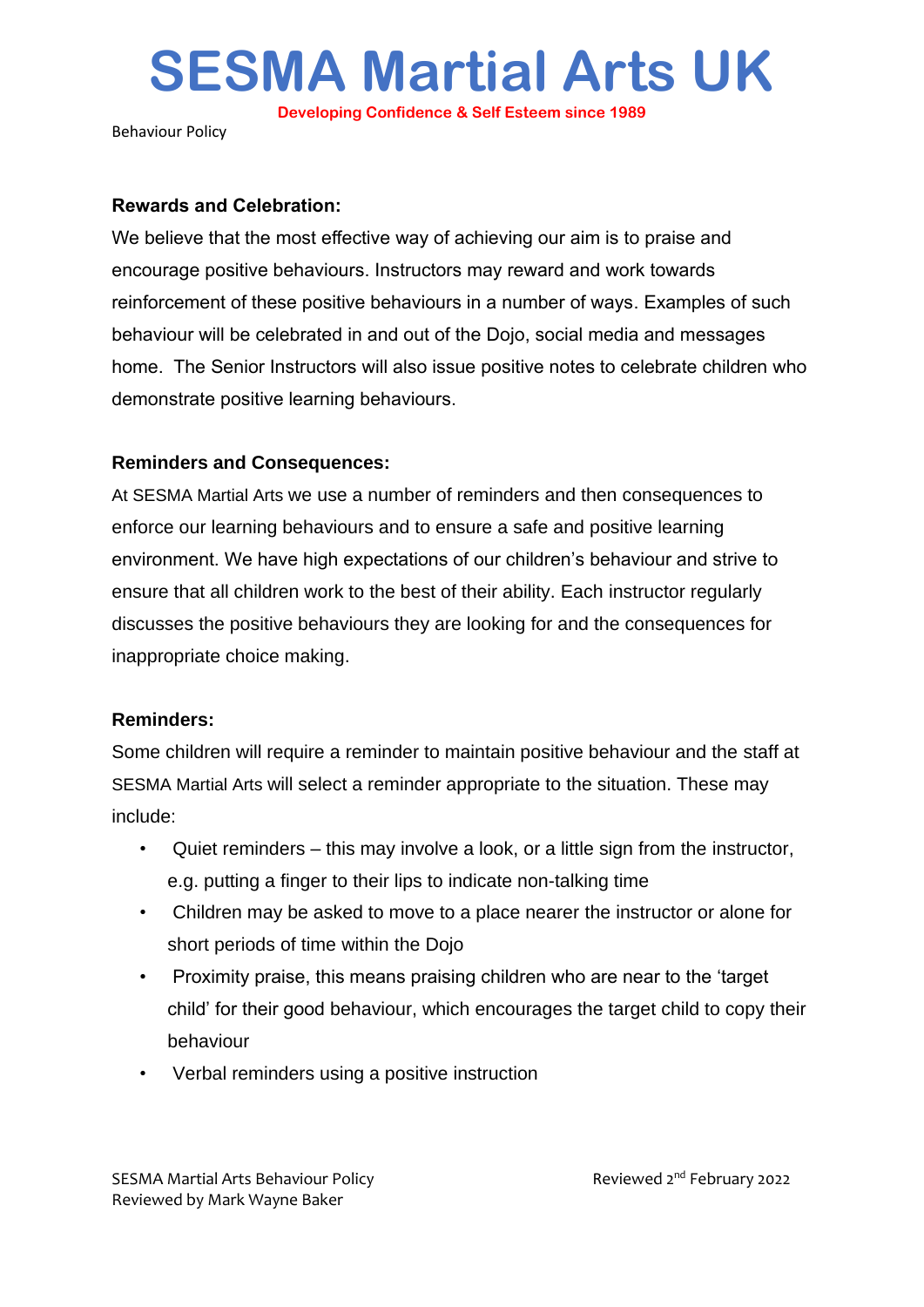### Rewards and Celebration:

We believe that the most effective way of achieving our aim is to praise and encourage positive behaviours. Instructors may reward and work towards reinforcement of these positive behaviours in a number of ways. Examples of such behaviour will be celebrated in and out of the Dojo, social media and messages home. The Senior Instructors will also issue positive notes to celebrate children who demonstrate positive learning behaviours.

### Reminders and Consequences:

At SESMA Martial Arts we use a number of reminders and then consequences to enforce our learning behaviours and to ensure a safe and positive learning environment. We have high expectations of our children's behaviour and strive to ensure that all children work to the best of their ability. Each instructor regularly discusses the positive behaviours they are looking for and the consequences for inappropriate choice making.

### Reminders:

Some children will require a reminder to maintain positive behaviour and the staff at SESMA Martial Arts will select a reminder appropriate to the situation. These may include:

- Quiet reminders – this may involve a look, or a little sign from the instructor, e.g. putting a finger to their lips to indicate non-talking time
- Children may be asked to move to a place nearer the instructor or alone for short periods of time within the Dojo
- Proximity praise, this means praising children who are near to the 'target child' for their good behaviour, which encourages the target child to copy their behaviour
- Verbal reminders using a positive instruction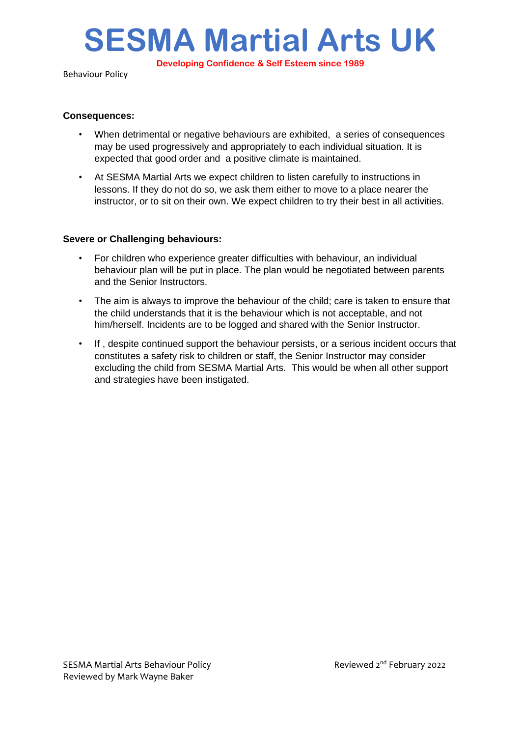**Consequences:**

- When detrimental or negative behaviours are exhibited, a series of consequences may be used progressively and appropriately to each individual situation. It is expected that good order and a positive climate is maintained.
- At SESMA Martial Arts we expect children to listen carefully to instructions in lessons. If they do not do so, we ask them either to move to a place nearer the instructor, or to sit on their own. We expect children to try their best in all activities.

**Severe or Challenging behaviours:**

- For children who experience greater difficulties with behaviour, an individual behaviour plan will be put in place. The plan would be negotiated between parents and the Senior Instructors.
- The aim is always to improve the behaviour of the child; care is taken to ensure that the child understands that it is the behaviour which is not acceptable, and not him/herself. Incidents are to be logged and shared with the Senior Instructor.
- If , despite continued support the behaviour persists, or a serious incident occurs that constitutes a safety risk to children or staff, the Senior Instructor may consider excluding the child from SESMA Martial Arts. This would be when all other support and strategies have been instigated.